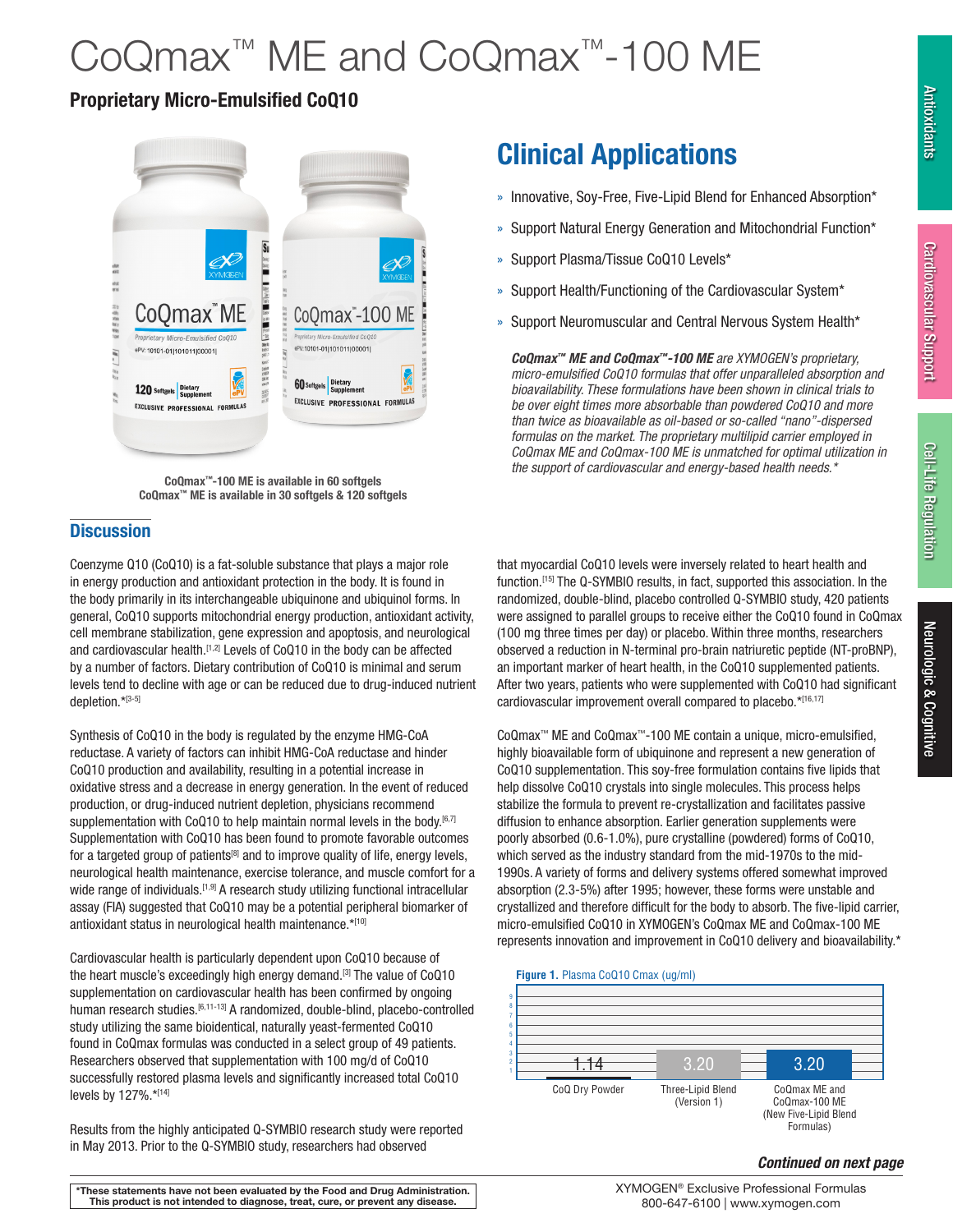# CoQmax™ ME and CoQmax™-100 ME

## Proprietary Micro-Emulsified CoQ10

CoQmax™-100 ME is available in 60 softgels
CoQmax™ ME is available in 30 softgels & 120 softgels

## Clinical Applications

- Innovative, Soy-Free, Five-Lipid Blend for Enhanced Absorption*
- Support Natural Energy Generation and Mitochondrial Function*
- Support Plasma/Tissue CoQ10 Levels*
- Support Health/Functioning of the Cardiovascular System*
- Support Neuromuscular and Central Nervous System Health*

***CoQmax™ ME and CoQmax™-100 ME*** *are XYMOGEN's proprietary, micro-emulsified CoQ10 formulas that offer unparalleled absorption and bioavailability. These formulations have been shown in clinical trials to be over eight times more absorbable than powdered CoQ10 and more than twice as bioavailable as oil-based or so-called "nano"-dispersed formulas on the market. The proprietary multilipid carrier employed in CoQmax ME and CoQmax-100 ME is unmatched for optimal utilization in the support of cardiovascular and energy-based health needs.**

## Discussion

Coenzyme Q10 (CoQ10) is a fat-soluble substance that plays a major role in energy production and antioxidant protection in the body. It is found in the body primarily in its interchangeable ubiquinone and ubiquinol forms. In general, CoQ10 supports mitochondrial energy production, antioxidant activity, cell membrane stabilization, gene expression and apoptosis, and neurological and cardiovascular health.[1,2] Levels of CoQ10 in the body can be affected by a number of factors. Dietary contribution of CoQ10 is minimal and serum levels tend to decline with age or can be reduced due to drug-induced nutrient depletion.*[3-5]

Synthesis of CoQ10 in the body is regulated by the enzyme HMG-CoA reductase. A variety of factors can inhibit HMG-CoA reductase and hinder CoQ10 production and availability, resulting in a potential increase in oxidative stress and a decrease in energy generation. In the event of reduced production, or drug-induced nutrient depletion, physicians recommend supplementation with CoQ10 to help maintain normal levels in the body.[6,7] Supplementation with CoQ10 has been found to promote favorable outcomes for a targeted group of patients[8] and to improve quality of life, energy levels, neurological health maintenance, exercise tolerance, and muscle comfort for a wide range of individuals.[1,9] A research study utilizing functional intracellular assay (FIA) suggested that CoQ10 may be a potential peripheral biomarker of antioxidant status in neurological health maintenance.*[10]

Cardiovascular health is particularly dependent upon CoQ10 because of the heart muscle's exceedingly high energy demand.[3] The value of CoQ10 supplementation on cardiovascular health has been confirmed by ongoing human research studies.[6,11-13] A randomized, double-blind, placebo-controlled study utilizing the same bioidentical, naturally yeast-fermented CoQ10 found in CoQmax formulas was conducted in a select group of 49 patients. Researchers observed that supplementation with 100 mg/d of CoQ10 successfully restored plasma levels and significantly increased total CoQ10 levels by 127%.*[14]

Results from the highly anticipated Q-SYMBIO research study were reported in May 2013. Prior to the Q-SYMBIO study, researchers had observed that myocardial CoQ10 levels were inversely related to heart health and function.[15] The Q-SYMBIO results, in fact, supported this association. In the randomized, double-blind, placebo controlled Q-SYMBIO study, 420 patients were assigned to parallel groups to receive either the CoQ10 found in CoQmax (100 mg three times per day) or placebo. Within three months, researchers observed a reduction in N-terminal pro-brain natriuretic peptide (NT-proBNP), an important marker of heart health, in the CoQ10 supplemented patients. After two years, patients who were supplemented with CoQ10 had significant cardiovascular improvement overall compared to placebo.*[16,17]

CoQmax™ ME and CoQmax™-100 ME contain a unique, micro-emulsified, highly bioavailable form of ubiquinone and represent a new generation of CoQ10 supplementation. This soy-free formulation contains five lipids that help dissolve CoQ10 crystals into single molecules. This process helps stabilize the formula to prevent re-crystallization and facilitates passive diffusion to enhance absorption. Earlier generation supplements were poorly absorbed (0.6-1.0%), pure crystalline (powdered) forms of CoQ10, which served as the industry standard from the mid-1970s to the mid-1990s. A variety of forms and delivery systems offered somewhat improved absorption (2.3-5%) after 1995; however, these forms were unstable and crystallized and therefore difficult for the body to absorb. The five-lipid carrier, micro-emulsified CoQ10 in XYMOGEN's CoQmax ME and CoQmax-100 ME represents innovation and improvement in CoQ10 delivery and bioavailability.*

**Figure 1.** Plasma CoQ10 Cmax (ug/ml)

| Formulation | Plasma CoQ10 Cmax (ug/ml) |
|---|---|
| CoQ Dry Powder | 1.14 |
| Three-Lipid Blend (Version 1) | 3.20 |
| CoQmax ME and CoQmax-100 ME (New Five-Lipid Blend Formulas) | 3.20 |

***Continued on next page***

*These statements have not been evaluated by the Food and Drug Administration. This product is not intended to diagnose, treat, cure, or prevent any disease.

XYMOGEN® Exclusive Professional Formulas
800-647-6100 | www.xymogen.com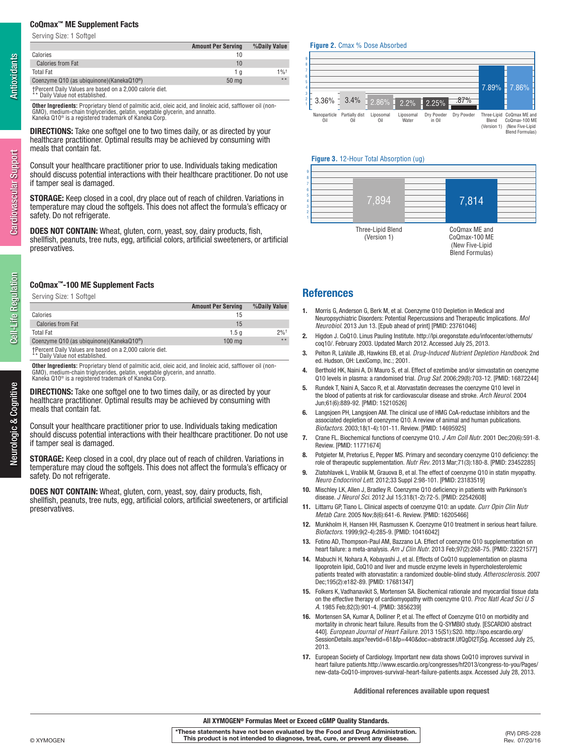## CoQmax™ ME Supplement Facts

Serving Size: 1 Softgel

| | Amount Per Serving | %Daily Value |
|---|---|---|
| Calories | 10 | |
| Calories from Fat | 10 | |
| Total Fat | 1 g | 1%† |
| Coenzyme Q10 (as ubiquinone)(KanekaQ10®) | 50 mg | ** |

†Percent Daily Values are based on a 2,000 calorie diet.
** Daily Value not established.

**Other Ingredients:** Proprietary blend of palmitic acid, oleic acid, and linoleic acid, safflower oil (non-GMO), medium-chain triglycerides, gelatin, vegetable glycerin, and annatto.
Kaneka Q10® is a registered trademark of Kaneka Corp.

**DIRECTIONS:** Take one softgel one to two times daily, or as directed by your healthcare practitioner. Optimal results may be achieved by consuming with meals that contain fat.

Consult your healthcare practitioner prior to use. Individuals taking medication should discuss potential interactions with their healthcare practitioner. Do not use if tamper seal is damaged.

**STORAGE:** Keep closed in a cool, dry place out of reach of children. Variations in temperature may cloud the softgels. This does not affect the formula's efficacy or safety. Do not refrigerate.

**DOES NOT CONTAIN:** Wheat, gluten, corn, yeast, soy, dairy products, fish, shellfish, peanuts, tree nuts, egg, artificial colors, artificial sweeteners, or artificial preservatives.

## CoQmax™-100 ME Supplement Facts

Serving Size: 1 Softgel

| | Amount Per Serving | %Daily Value |
|---|---|---|
| Calories | 15 | |
| Calories from Fat | 15 | |
| Total Fat | 1.5 g | 2%† |
| Coenzyme Q10 (as ubiquinone)(KanekaQ10®) | 100 mg | ** |

†Percent Daily Values are based on a 2,000 calorie diet.
** Daily Value not established.

**Other Ingredients:** Proprietary blend of palmitic acid, oleic acid, and linoleic acid, safflower oil (non-GMO), medium-chain triglycerides, gelatin, vegetable glycerin, and annatto.
Kaneka Q10® is a registered trademark of Kaneka Corp.

**DIRECTIONS:** Take one softgel one to two times daily, or as directed by your healthcare practitioner. Optimal results may be achieved by consuming with meals that contain fat.

Consult your healthcare practitioner prior to use. Individuals taking medication should discuss potential interactions with their healthcare practitioner. Do not use if tamper seal is damaged.

**STORAGE:** Keep closed in a cool, dry place out of reach of children. Variations in temperature may cloud the softgels. This does not affect the formula's efficacy or safety. Do not refrigerate.

**DOES NOT CONTAIN:** Wheat, gluten, corn, yeast, soy, dairy products, fish, shellfish, peanuts, tree nuts, egg, artificial colors, artificial sweeteners, or artificial preservatives.

**Figure 2.** Cmax % Dose Absorbed

9
8
7
6
5
4
3
2
1

3.36% Nanoparticle Oil
3.4% Partially dist Oil
2.86% Liposomal Oil
2.2% Liposomal Water
2.25% Dry Powder in Oil
.87% Dry Powder
7.89% Three-Lipid Blend (Version 1)
7.86% CoQmax ME and CoQmax-100 ME (New Five-Lipid Blend Formulas)

**Figure 3.** 12-Hour Total Absorption (ug)

9
8
7
6
5
4
3
2
1

7,894 Three-Lipid Blend (Version 1)
7,814 CoQmax ME and CoQmax-100 ME (New Five-Lipid Blend Formulas)

## References

1. Morris G, Anderson G, Berk M, et al. Coenzyme Q10 Depletion in Medical and Neuropsychiatric Disorders: Potential Repercussions and Therapeutic Implications. *Mol Neurobiol.* 2013 Jun 13. [Epub ahead of print] [PMID: 23761046]
2. Higdon J. CoQ10. Linus Pauling Institute. http://lpi.oregonstate.edu/infocenter/othernuts/coq10/. February 2003. Updated March 2012. Accessed July 25, 2013.
3. Pelton R, LaValle JB, Hawkins EB, et al. *Drug-Induced Nutrient Depletion Handbook.* 2nd ed. Hudson, OH: LexiComp, Inc.; 2001.
4. Berthold HK, Naini A, Di Mauro S, et al. Effect of ezetimibe and/or simvastatin on coenzyme Q10 levels in plasma: a randomised trial. *Drug Saf.* 2006;29(8):703-12. [PMID: 16872244]
5. Rundek T, Naini A, Sacco R, et al. Atorvastatin decreases the coenzyme Q10 level in the blood of patients at risk for cardiovascular disease and stroke. *Arch Neurol.* 2004 Jun;61(6):889-92. [PMID: 15210526]
6. Langsjoen PH, Langsjoen AM. The clinical use of HMG CoA-reductase inhibitors and the associated depletion of coenzyme Q10. A review of animal and human publications. *Biofactors.* 2003;18(1-4):101-11. Review. [PMID: 14695925]
7. Crane FL. Biochemical functions of coenzyme Q10. *J Am Coll Nutr.* 2001 Dec;20(6):591-8. Review. [PMID: 11771674]
8. Potgieter M, Pretorius E, Pepper MS. Primary and secondary coenzyme Q10 deficiency: the role of therapeutic supplementation. *Nutr Rev.* 2013 Mar;71(3):180-8. [PMID: 23452285]
9. Zlatohlavek L, Vrablik M, Grauova B, et al. The effect of coenzyme Q10 in statin myopathy. *Neuro Endocrinol Lett.* 2012;33 Suppl 2:98-101. [PMID: 23183519]
10. Mischley LK, Allen J, Bradley R. Coenzyme Q10 deficiency in patients with Parkinson's disease. *J Neurol Sci.* 2012 Jul 15;318(1-2):72-5. [PMID: 22542608]
11. Littarru GP, Tiano L. Clinical aspects of coenzyme Q10: an update. *Curr Opin Clin Nutr Metab Care.* 2005 Nov;8(6):641-6. Review. [PMID: 16205466]
12. Munkholm H, Hansen HH, Rasmussen K. Coenzyme Q10 treatment in serious heart failure. *Biofactors.* 1999;9(2-4):285-9. [PMID: 10416042]
13. Fotino AD, Thompson-Paul AM, Bazzano LA. Effect of coenzyme Q10 supplementation on heart failure: a meta-analysis. *Am J Clin Nutr.* 2013 Feb;97(2):268-75. [PMID: 23221577]
14. Mabuchi H, Nohara A, Kobayashi J, et al. Effects of CoQ10 supplementation on plasma lipoprotein lipid, CoQ10 and liver and muscle enzyme levels in hypercholesterolemic patients treated with atorvastatin: a randomized double-blind study. *Atherosclerosis.* 2007 Dec;195(2):e182-89. [PMID: 17681347]
15. Folkers K, Vadhanavikit S, Mortensen SA. Biochemical rationale and myocardial tissue data on the effective therapy of cardiomyopathy with coenzyme Q10. *Proc Natl Acad Sci U S A.* 1985 Feb;82(3):901-4. [PMID: 3856239]
16. Mortensen SA, Kumar A, Dolliner P, et al. The effect of Coenzyme Q10 on morbidity and mortality in chronic heart failure. Results from the Q-SYMBIO study. [ESCARDIO abstract 440]. *European Journal of Heart Failure.* 2013 15(S1):S20. http://spo.escardio.org/SessionDetails.aspx?eevtid=61&fp=440&doc=abstract#.UfQgDI2TjSg. Accessed July 25, 2013.
17. European Society of Cardiology. Important new data shows CoQ10 improves survival in heart failure patients.http://www.escardio.org/congresses/hf2013/congress-to-you/Pages/new-data-CoQ10-improves-survival-heart-failure-patients.aspx. Accessed July 28, 2013.

**Additional references available upon request**

**All XYMOGEN® Formulas Meet or Exceed cGMP Quality Standards.**

**\*These statements have not been evaluated by the Food and Drug Administration. This product is not intended to diagnose, treat, cure, or prevent any disease.**

© XYMOGEN

(RV) DRS-228
Rev. 07/20/16